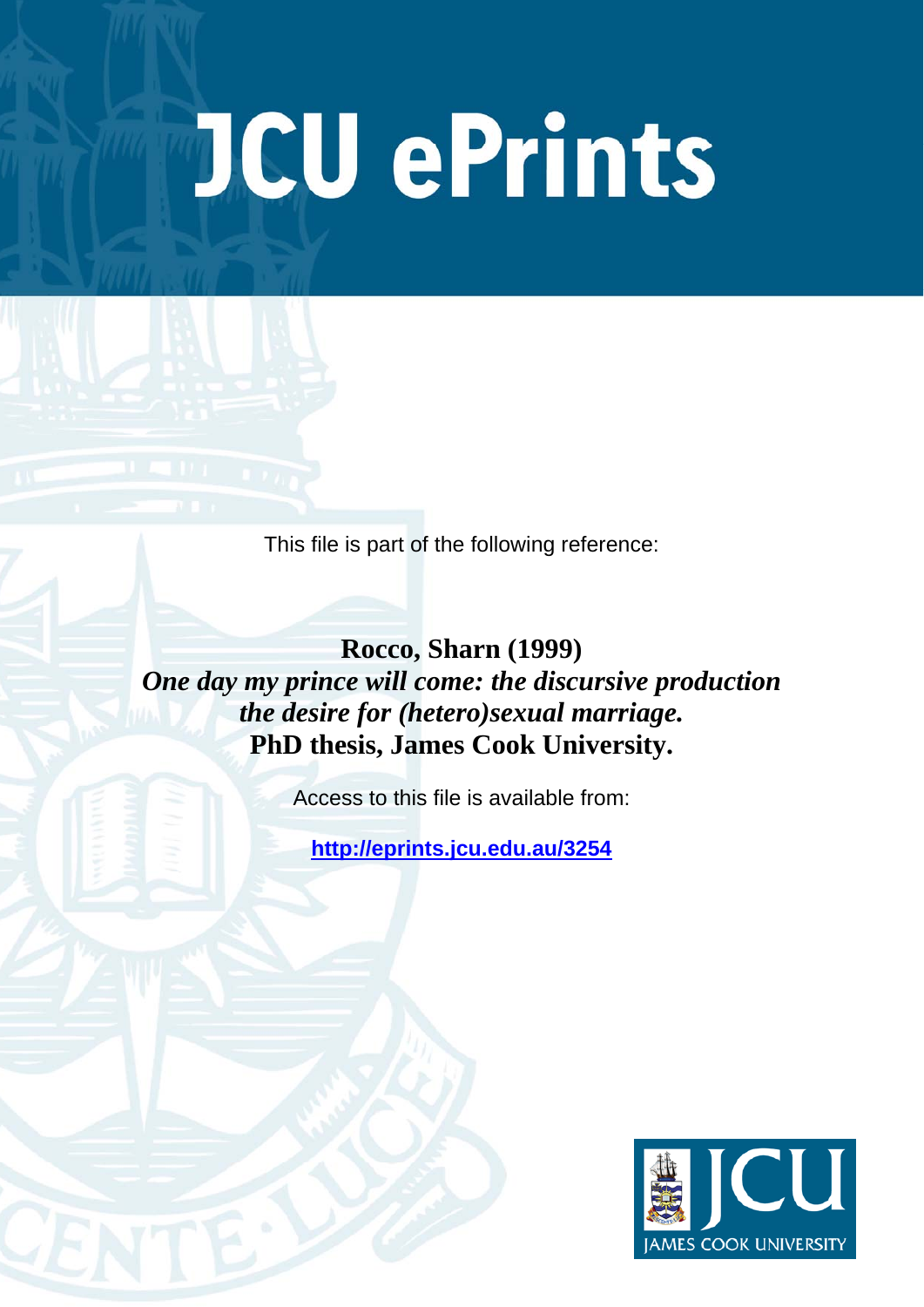# JCU ePrints

This file is part of the following reference:

**Rocco, Sharn (1999)**
***One day my prince will come: the discursive production the desire for (hetero)sexual marriage.***
**PhD thesis, James Cook University.**

Access to this file is available from:

**http://eprints.jcu.edu.au/3254**

JAMES COOK UNIVERSITY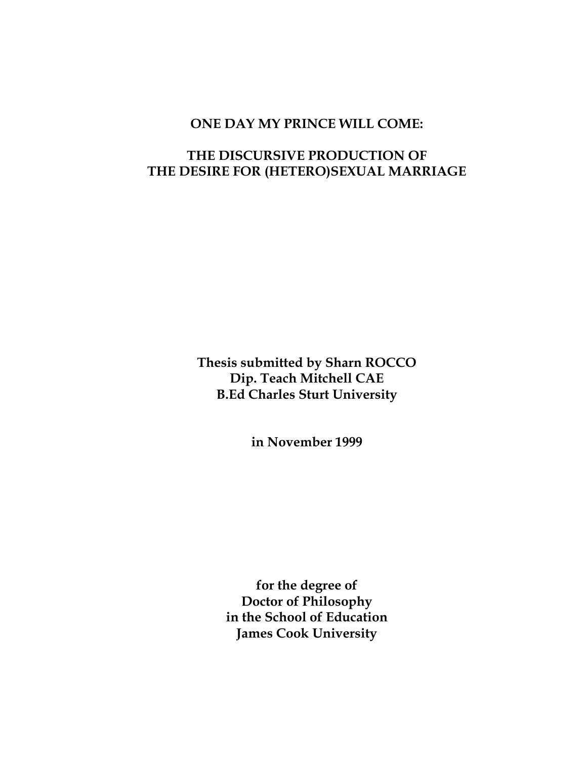# ONE DAY MY PRINCE WILL COME:

## THE DISCURSIVE PRODUCTION OF THE DESIRE FOR (HETERO)SEXUAL MARRIAGE

**Thesis submitted by Sharn ROCCO**
**Dip. Teach Mitchell CAE**
**B.Ed Charles Sturt University**

**in November 1999**

**for the degree of**
**Doctor of Philosophy**
**in the School of Education**
**James Cook University**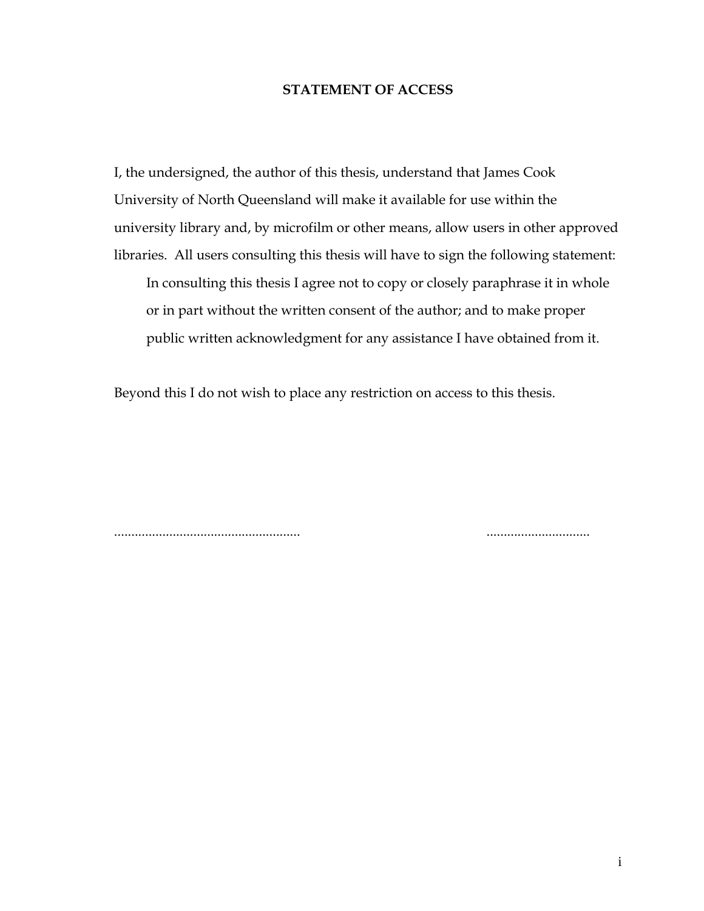**STATEMENT OF ACCESS**

I, the undersigned, the author of this thesis, understand that James Cook University of North Queensland will make it available for use within the university library and, by microfilm or other means, allow users in other approved libraries. All users consulting this thesis will have to sign the following statement:

> In consulting this thesis I agree not to copy or closely paraphrase it in whole or in part without the written consent of the author; and to make proper public written acknowledgment for any assistance I have obtained from it.

Beyond this I do not wish to place any restriction on access to this thesis.

...................................................... ..............................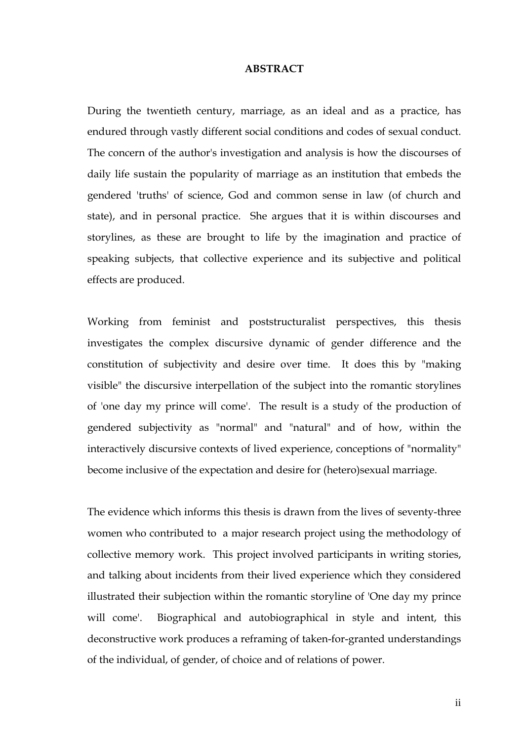# ABSTRACT

During the twentieth century, marriage, as an ideal and as a practice, has endured through vastly different social conditions and codes of sexual conduct. The concern of the author's investigation and analysis is how the discourses of daily life sustain the popularity of marriage as an institution that embeds the gendered 'truths' of science, God and common sense in law (of church and state), and in personal practice. She argues that it is within discourses and storylines, as these are brought to life by the imagination and practice of speaking subjects, that collective experience and its subjective and political effects are produced.

Working from feminist and poststructuralist perspectives, this thesis investigates the complex discursive dynamic of gender difference and the constitution of subjectivity and desire over time. It does this by "making visible" the discursive interpellation of the subject into the romantic storylines of 'one day my prince will come'. The result is a study of the production of gendered subjectivity as "normal" and "natural" and of how, within the interactively discursive contexts of lived experience, conceptions of "normality" become inclusive of the expectation and desire for (hetero)sexual marriage.

The evidence which informs this thesis is drawn from the lives of seventy-three women who contributed to a major research project using the methodology of collective memory work. This project involved participants in writing stories, and talking about incidents from their lived experience which they considered illustrated their subjection within the romantic storyline of 'One day my prince will come'. Biographical and autobiographical in style and intent, this deconstructive work produces a reframing of taken-for-granted understandings of the individual, of gender, of choice and of relations of power.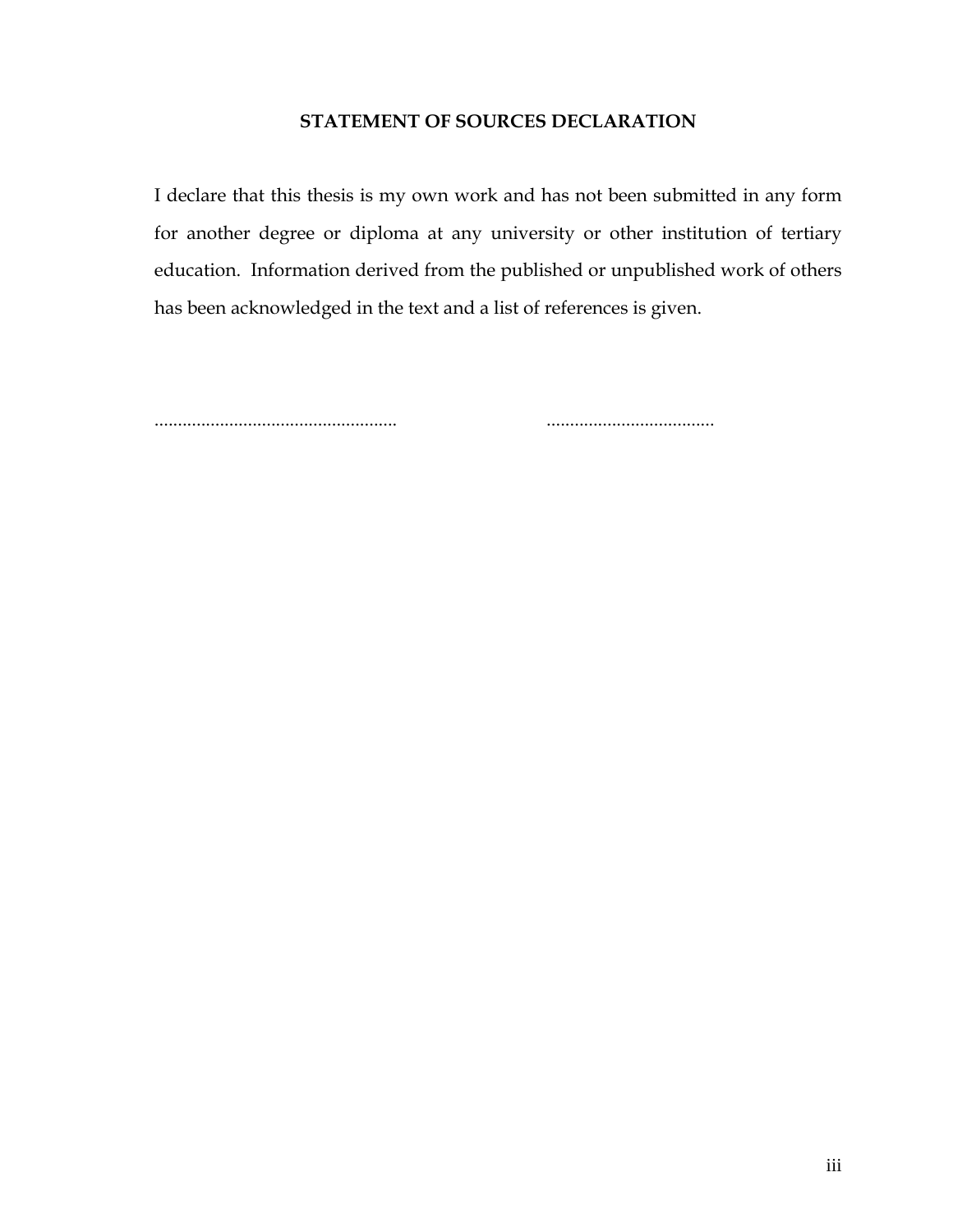## STATEMENT OF SOURCES DECLARATION

I declare that this thesis is my own work and has not been submitted in any form for another degree or diploma at any university or other institution of tertiary education. Information derived from the published or unpublished work of others has been acknowledged in the text and a list of references is given.

..................................................... ....................................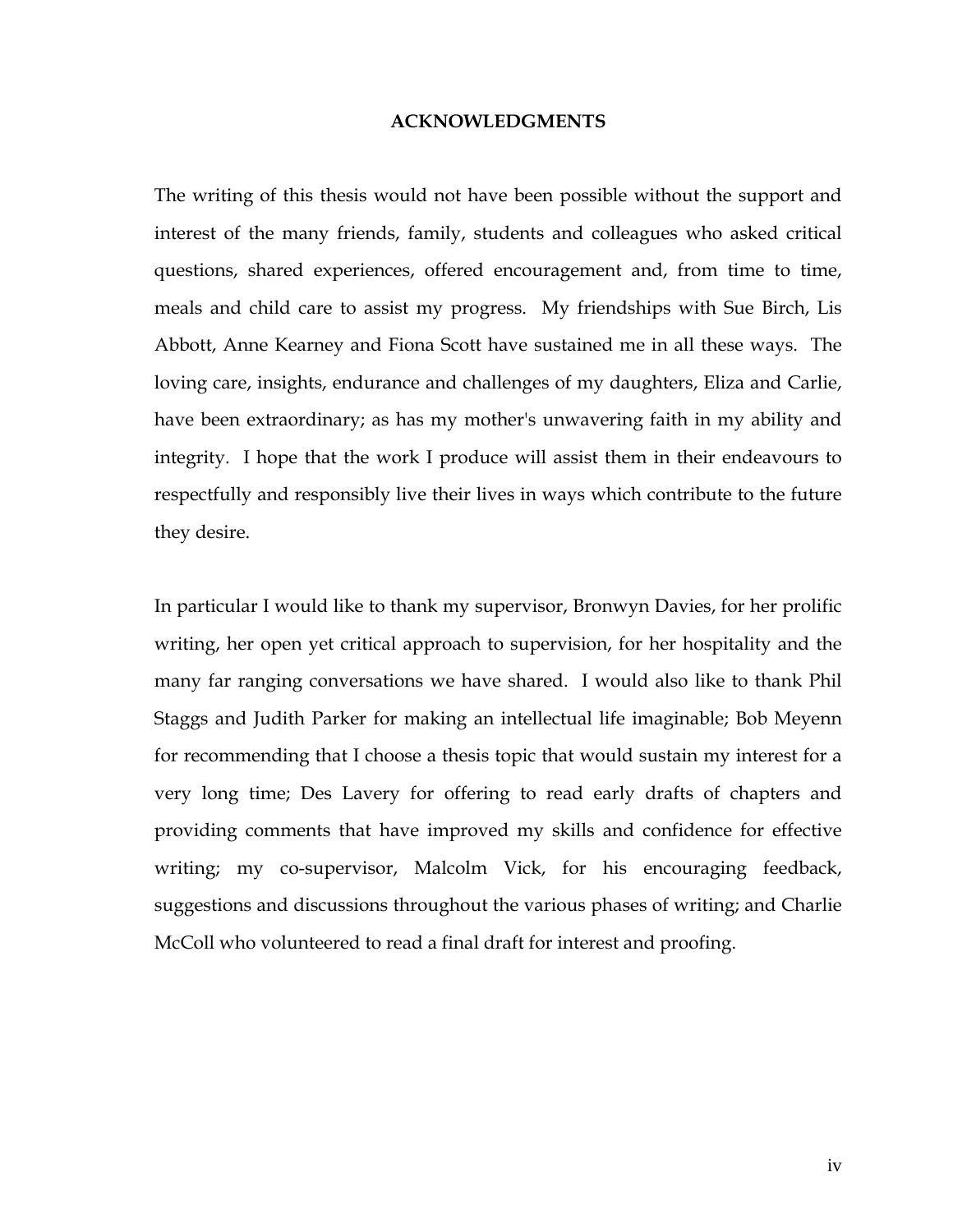# ACKNOWLEDGMENTS

The writing of this thesis would not have been possible without the support and interest of the many friends, family, students and colleagues who asked critical questions, shared experiences, offered encouragement and, from time to time, meals and child care to assist my progress. My friendships with Sue Birch, Lis Abbott, Anne Kearney and Fiona Scott have sustained me in all these ways. The loving care, insights, endurance and challenges of my daughters, Eliza and Carlie, have been extraordinary; as has my mother's unwavering faith in my ability and integrity. I hope that the work I produce will assist them in their endeavours to respectfully and responsibly live their lives in ways which contribute to the future they desire.

In particular I would like to thank my supervisor, Bronwyn Davies, for her prolific writing, her open yet critical approach to supervision, for her hospitality and the many far ranging conversations we have shared. I would also like to thank Phil Staggs and Judith Parker for making an intellectual life imaginable; Bob Meyenn for recommending that I choose a thesis topic that would sustain my interest for a very long time; Des Lavery for offering to read early drafts of chapters and providing comments that have improved my skills and confidence for effective writing; my co-supervisor, Malcolm Vick, for his encouraging feedback, suggestions and discussions throughout the various phases of writing; and Charlie McColl who volunteered to read a final draft for interest and proofing.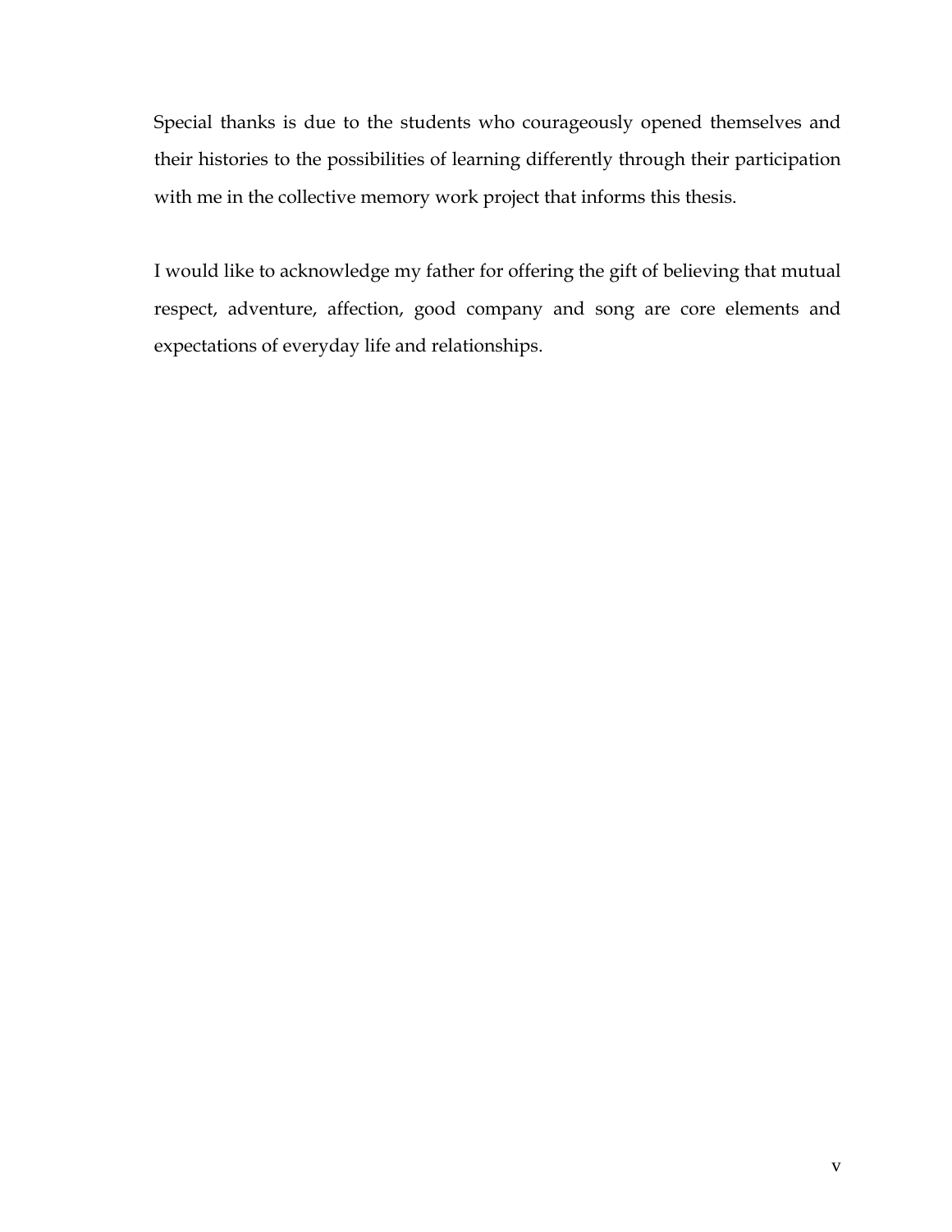Special thanks is due to the students who courageously opened themselves and their histories to the possibilities of learning differently through their participation with me in the collective memory work project that informs this thesis.

I would like to acknowledge my father for offering the gift of believing that mutual respect, adventure, affection, good company and song are core elements and expectations of everyday life and relationships.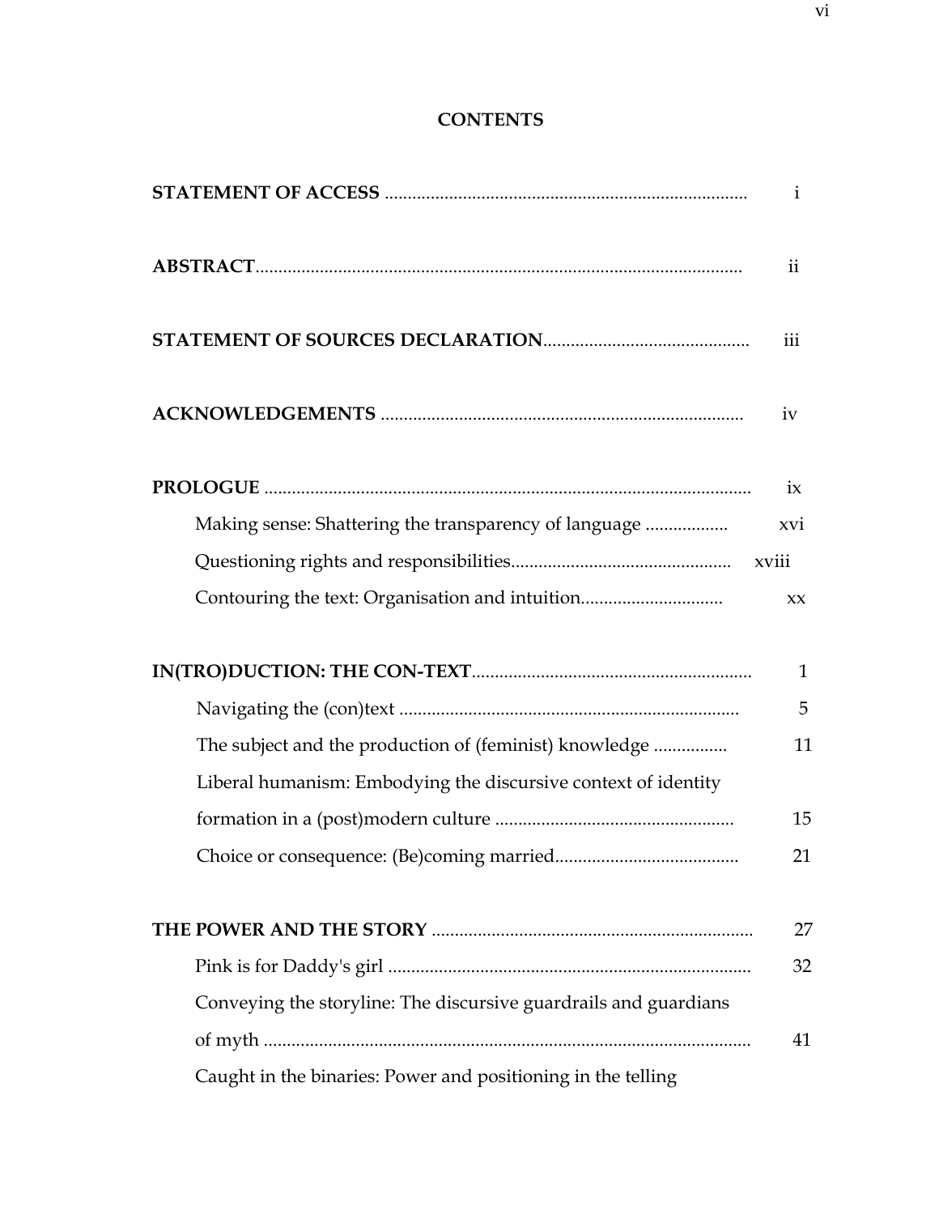## CONTENTS

**STATEMENT OF ACCESS** ............................................................................... i

**ABSTRACT**........................................................................................................ ii

**STATEMENT OF SOURCES DECLARATION**............................................. iii

**ACKNOWLEDGEMENTS** .............................................................................. iv

**PROLOGUE** ........................................................................................................ ix

- Making sense: Shattering the transparency of language .................. xvi
- Questioning rights and responsibilities................................................ xviii
- Contouring the text: Organisation and intuition............................... xx

**IN(TRO)DUCTION: THE CON-TEXT**............................................................ 1

- Navigating the (con)text .......................................................................... 5
- The subject and the production of (feminist) knowledge ................ 11
- Liberal humanism: Embodying the discursive context of identity formation in a (post)modern culture ................................................... 15
- Choice or consequence: (Be)coming married....................................... 21

**THE POWER AND THE STORY** ..................................................................... 27

- Pink is for Daddy's girl .............................................................................. 32
- Conveying the storyline: The discursive guardrails and guardians of myth .......................................................................................................... 41
- Caught in the binaries: Power and positioning in the telling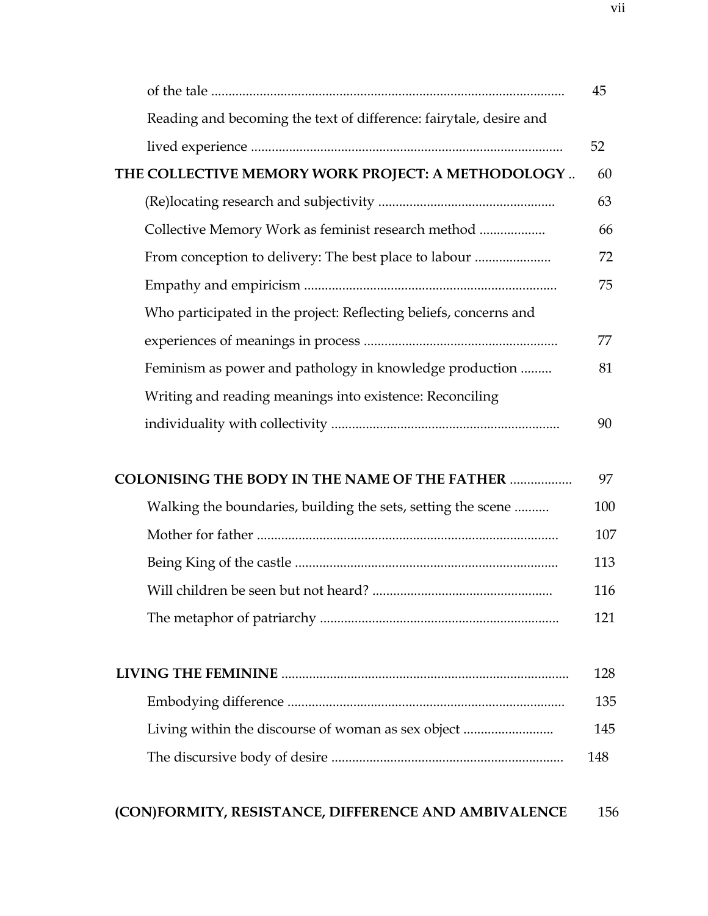of the tale ........................................................................................ 45

Reading and becoming the text of difference: fairytale, desire and lived experience ........................................................................................ 52

**THE COLLECTIVE MEMORY WORK PROJECT: A METHODOLOGY** .. 60

(Re)locating research and subjectivity .................................................. 63

Collective Memory Work as feminist research method .................. 66

From conception to delivery: The best place to labour ..................... 72

Empathy and empiricism ....................................................................... 75

Who participated in the project: Reflecting beliefs, concerns and experiences of meanings in process ....................................................... 77

Feminism as power and pathology in knowledge production ......... 81

Writing and reading meanings into existence: Reconciling individuality with collectivity ................................................................. 90

**COLONISING THE BODY IN THE NAME OF THE FATHER** ................. 97

Walking the boundaries, building the sets, setting the scene .......... 100

Mother for father ...................................................................................... 107

Being King of the castle .......................................................................... 113

Will children be seen but not heard? ................................................... 116

The metaphor of patriarchy .................................................................... 121

**LIVING THE FEMININE** ................................................................................ 128

Embodying difference ............................................................................... 135

Living within the discourse of woman as sex object ......................... 145

The discursive body of desire .................................................................. 148

**(CON)FORMITY, RESISTANCE, DIFFERENCE AND AMBIVALENCE** 156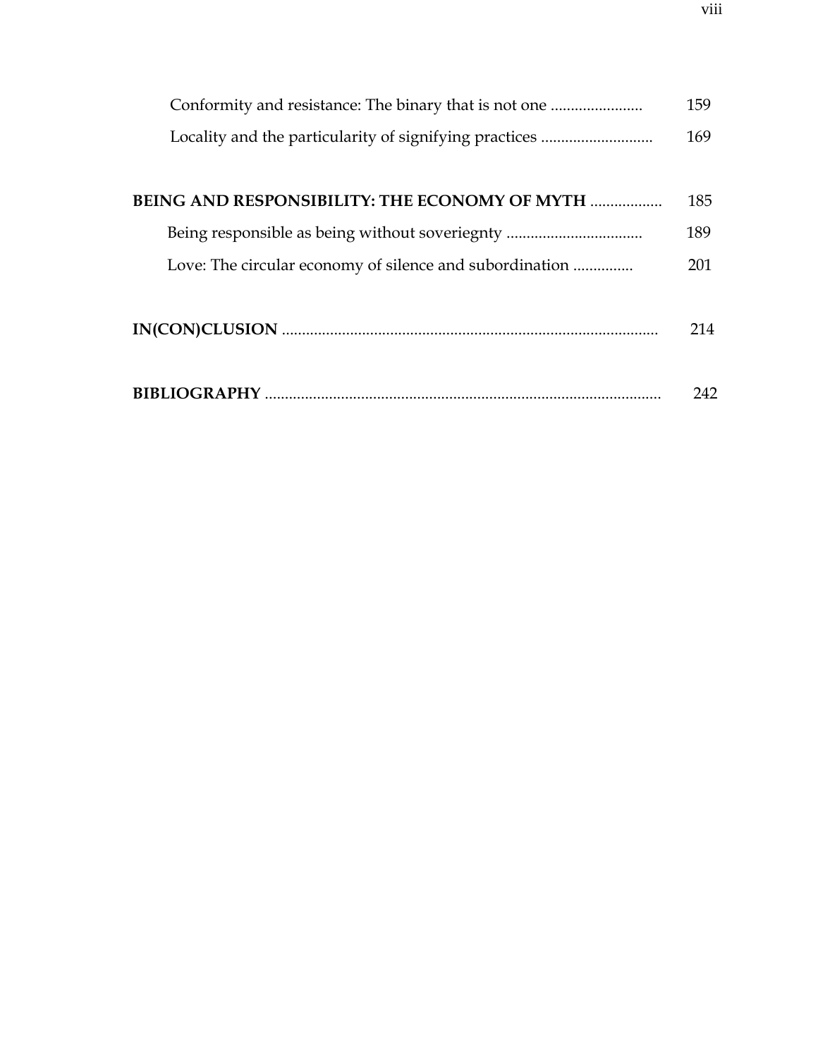Conformity and resistance: The binary that is not one ....................... 159

Locality and the particularity of signifying practices ............................ 169

**BEING AND RESPONSIBILITY: THE ECONOMY OF MYTH** .................. 185

Being responsible as being without soveriegnty .................................. 189

Love: The circular economy of silence and subordination ............... 201

**IN(CON)CLUSION** ............................................................................................ 214

**BIBLIOGRAPHY** .................................................................................................. 242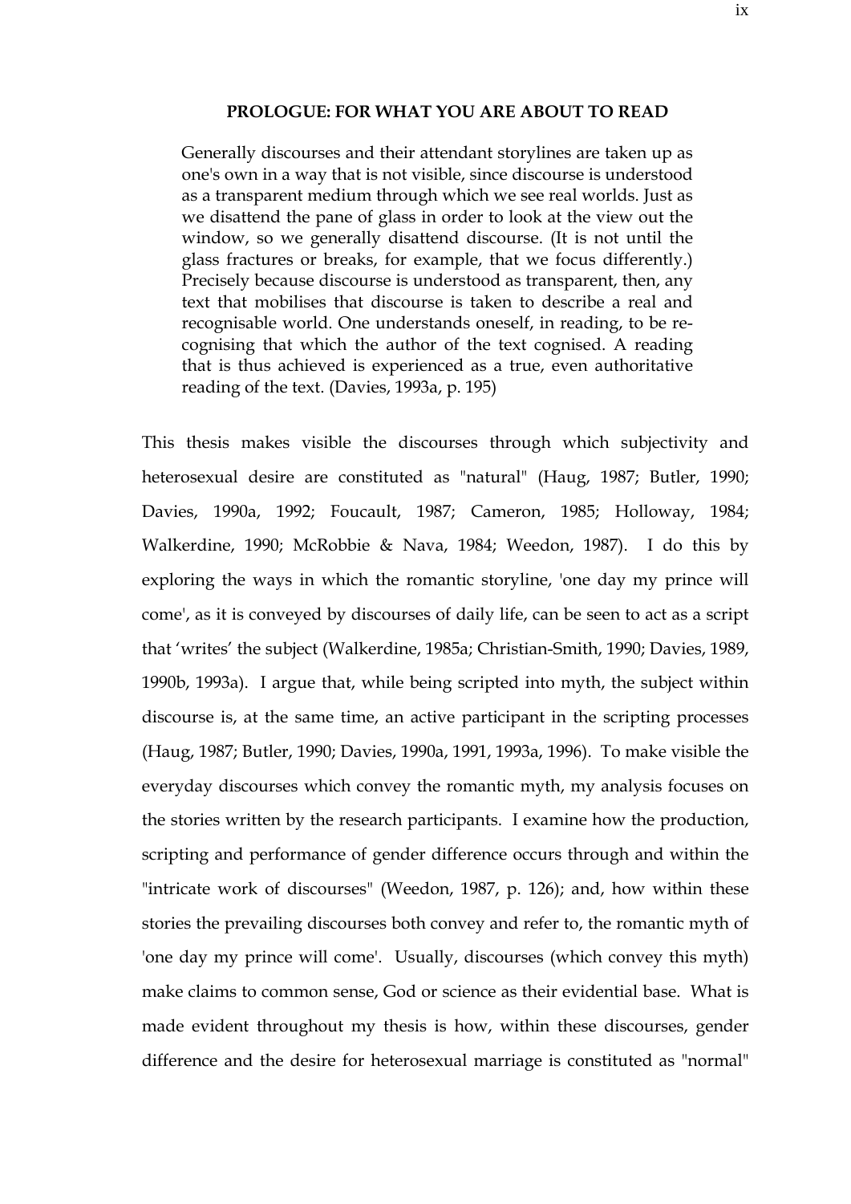## PROLOGUE: FOR WHAT YOU ARE ABOUT TO READ

> Generally discourses and their attendant storylines are taken up as one's own in a way that is not visible, since discourse is understood as a transparent medium through which we see real worlds. Just as we disattend the pane of glass in order to look at the view out the window, so we generally disattend discourse. (It is not until the glass fractures or breaks, for example, that we focus differently.) Precisely because discourse is understood as transparent, then, any text that mobilises that discourse is taken to describe a real and recognisable world. One understands oneself, in reading, to be re-cognising that which the author of the text cognised. A reading that is thus achieved is experienced as a true, even authoritative reading of the text. (Davies, 1993a, p. 195)

This thesis makes visible the discourses through which subjectivity and heterosexual desire are constituted as "natural" (Haug, 1987; Butler, 1990; Davies, 1990a, 1992; Foucault, 1987; Cameron, 1985; Holloway, 1984; Walkerdine, 1990; McRobbie & Nava, 1984; Weedon, 1987). I do this by exploring the ways in which the romantic storyline, 'one day my prince will come', as it is conveyed by discourses of daily life, can be seen to act as a script that 'writes' the subject (Walkerdine, 1985a; Christian-Smith, 1990; Davies, 1989, 1990b, 1993a). I argue that, while being scripted into myth, the subject within discourse is, at the same time, an active participant in the scripting processes (Haug, 1987; Butler, 1990; Davies, 1990a, 1991, 1993a, 1996). To make visible the everyday discourses which convey the romantic myth, my analysis focuses on the stories written by the research participants. I examine how the production, scripting and performance of gender difference occurs through and within the "intricate work of discourses" (Weedon, 1987, p. 126); and, how within these stories the prevailing discourses both convey and refer to, the romantic myth of 'one day my prince will come'. Usually, discourses (which convey this myth) make claims to common sense, God or science as their evidential base. What is made evident throughout my thesis is how, within these discourses, gender difference and the desire for heterosexual marriage is constituted as "normal"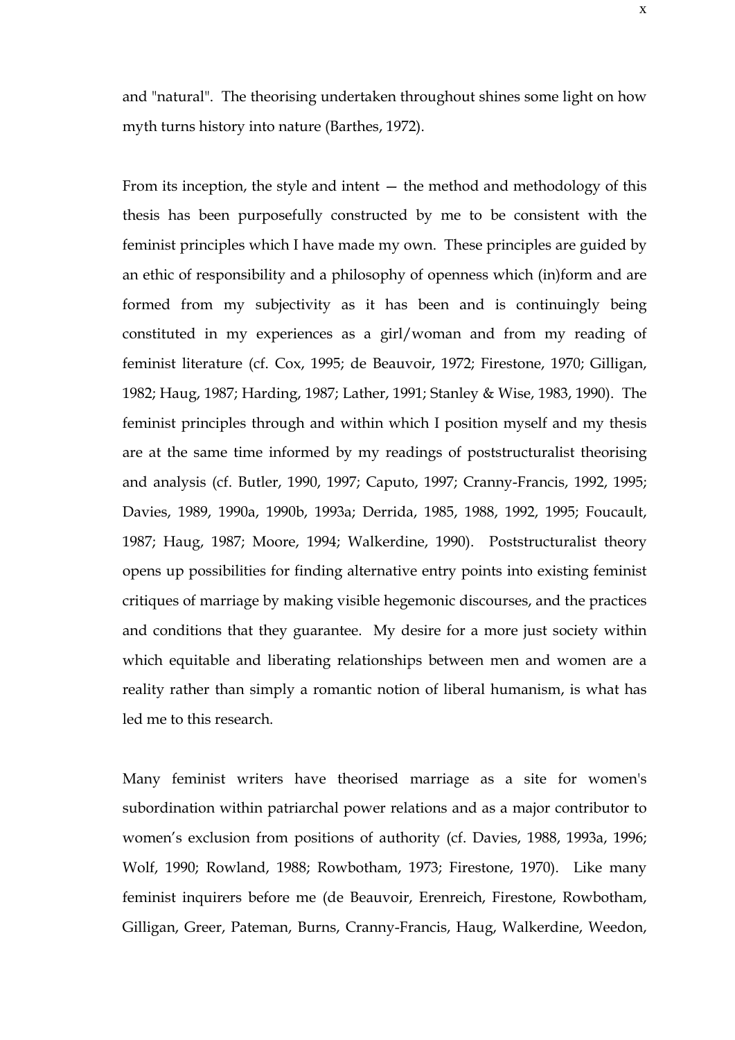and "natural". The theorising undertaken throughout shines some light on how myth turns history into nature (Barthes, 1972).

From its inception, the style and intent — the method and methodology of this thesis has been purposefully constructed by me to be consistent with the feminist principles which I have made my own. These principles are guided by an ethic of responsibility and a philosophy of openness which (in)form and are formed from my subjectivity as it has been and is continuingly being constituted in my experiences as a girl/woman and from my reading of feminist literature (cf. Cox, 1995; de Beauvoir, 1972; Firestone, 1970; Gilligan, 1982; Haug, 1987; Harding, 1987; Lather, 1991; Stanley & Wise, 1983, 1990). The feminist principles through and within which I position myself and my thesis are at the same time informed by my readings of poststructuralist theorising and analysis (cf. Butler, 1990, 1997; Caputo, 1997; Cranny-Francis, 1992, 1995; Davies, 1989, 1990a, 1990b, 1993a; Derrida, 1985, 1988, 1992, 1995; Foucault, 1987; Haug, 1987; Moore, 1994; Walkerdine, 1990). Poststructuralist theory opens up possibilities for finding alternative entry points into existing feminist critiques of marriage by making visible hegemonic discourses, and the practices and conditions that they guarantee. My desire for a more just society within which equitable and liberating relationships between men and women are a reality rather than simply a romantic notion of liberal humanism, is what has led me to this research.

Many feminist writers have theorised marriage as a site for women's subordination within patriarchal power relations and as a major contributor to women's exclusion from positions of authority (cf. Davies, 1988, 1993a, 1996; Wolf, 1990; Rowland, 1988; Rowbotham, 1973; Firestone, 1970). Like many feminist inquirers before me (de Beauvoir, Erenreich, Firestone, Rowbotham, Gilligan, Greer, Pateman, Burns, Cranny-Francis, Haug, Walkerdine, Weedon,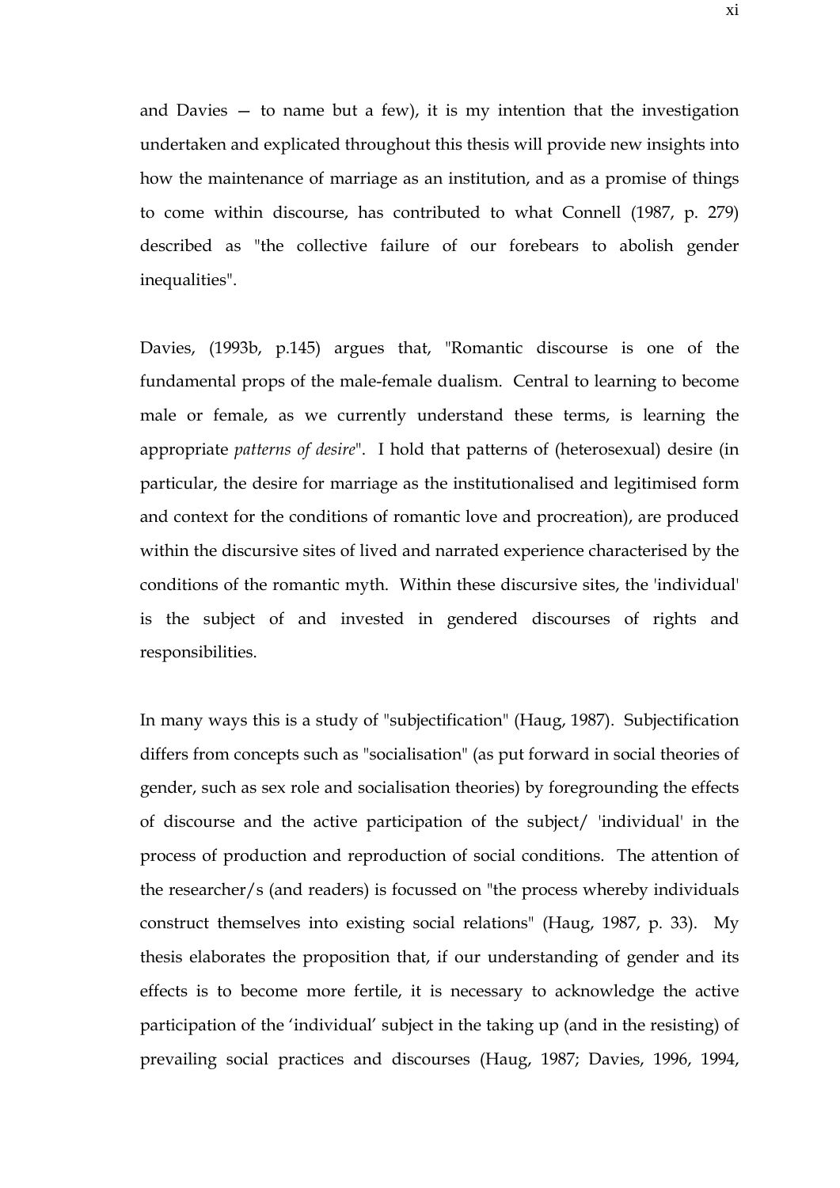and Davies — to name but a few), it is my intention that the investigation undertaken and explicated throughout this thesis will provide new insights into how the maintenance of marriage as an institution, and as a promise of things to come within discourse, has contributed to what Connell (1987, p. 279) described as "the collective failure of our forebears to abolish gender inequalities".

Davies, (1993b, p.145) argues that, "Romantic discourse is one of the fundamental props of the male-female dualism. Central to learning to become male or female, as we currently understand these terms, is learning the appropriate *patterns of desire*". I hold that patterns of (heterosexual) desire (in particular, the desire for marriage as the institutionalised and legitimised form and context for the conditions of romantic love and procreation), are produced within the discursive sites of lived and narrated experience characterised by the conditions of the romantic myth. Within these discursive sites, the 'individual' is the subject of and invested in gendered discourses of rights and responsibilities.

In many ways this is a study of "subjectification" (Haug, 1987). Subjectification differs from concepts such as "socialisation" (as put forward in social theories of gender, such as sex role and socialisation theories) by foregrounding the effects of discourse and the active participation of the subject/ 'individual' in the process of production and reproduction of social conditions. The attention of the researcher/s (and readers) is focussed on "the process whereby individuals construct themselves into existing social relations" (Haug, 1987, p. 33). My thesis elaborates the proposition that, if our understanding of gender and its effects is to become more fertile, it is necessary to acknowledge the active participation of the 'individual' subject in the taking up (and in the resisting) of prevailing social practices and discourses (Haug, 1987; Davies, 1996, 1994,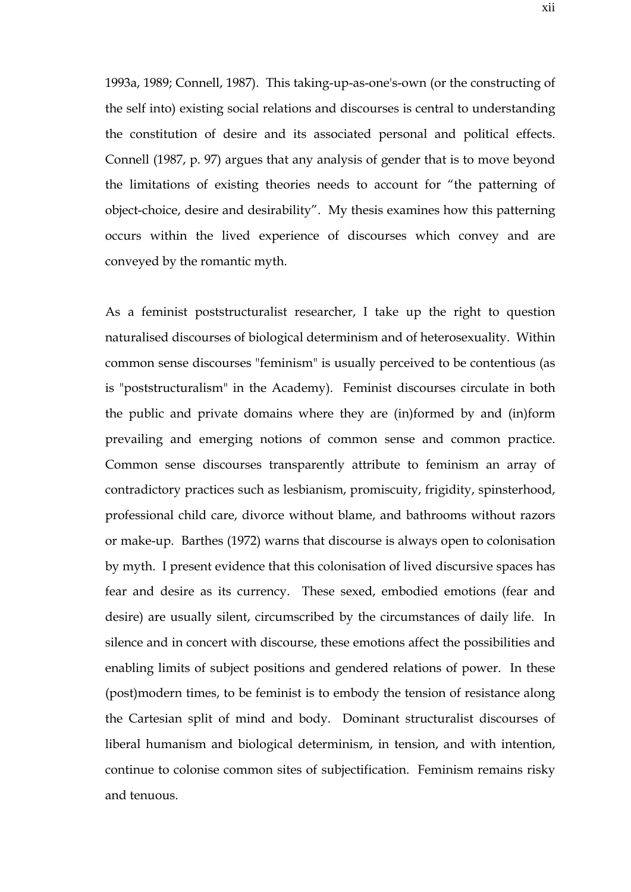1993a, 1989; Connell, 1987). This taking-up-as-one's-own (or the constructing of the self into) existing social relations and discourses is central to understanding the constitution of desire and its associated personal and political effects. Connell (1987, p. 97) argues that any analysis of gender that is to move beyond the limitations of existing theories needs to account for "the patterning of object-choice, desire and desirability". My thesis examines how this patterning occurs within the lived experience of discourses which convey and are conveyed by the romantic myth.

As a feminist poststructuralist researcher, I take up the right to question naturalised discourses of biological determinism and of heterosexuality. Within common sense discourses "feminism" is usually perceived to be contentious (as is "poststructuralism" in the Academy). Feminist discourses circulate in both the public and private domains where they are (in)formed by and (in)form prevailing and emerging notions of common sense and common practice. Common sense discourses transparently attribute to feminism an array of contradictory practices such as lesbianism, promiscuity, frigidity, spinsterhood, professional child care, divorce without blame, and bathrooms without razors or make-up. Barthes (1972) warns that discourse is always open to colonisation by myth. I present evidence that this colonisation of lived discursive spaces has fear and desire as its currency. These sexed, embodied emotions (fear and desire) are usually silent, circumscribed by the circumstances of daily life. In silence and in concert with discourse, these emotions affect the possibilities and enabling limits of subject positions and gendered relations of power. In these (post)modern times, to be feminist is to embody the tension of resistance along the Cartesian split of mind and body. Dominant structuralist discourses of liberal humanism and biological determinism, in tension, and with intention, continue to colonise common sites of subjectification. Feminism remains risky and tenuous.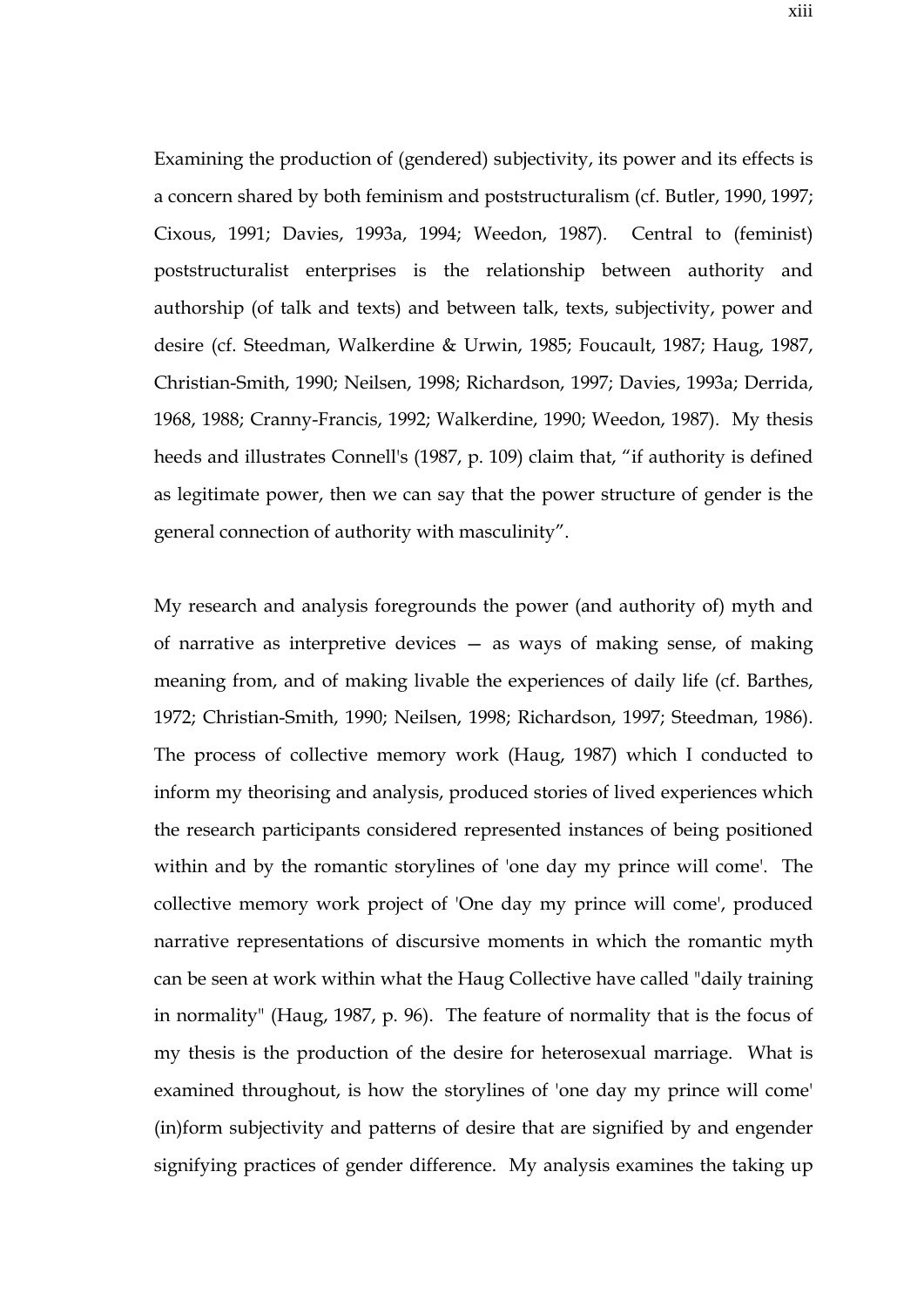Examining the production of (gendered) subjectivity, its power and its effects is a concern shared by both feminism and poststructuralism (cf. Butler, 1990, 1997; Cixous, 1991; Davies, 1993a, 1994; Weedon, 1987). Central to (feminist) poststructuralist enterprises is the relationship between authority and authorship (of talk and texts) and between talk, texts, subjectivity, power and desire (cf. Steedman, Walkerdine & Urwin, 1985; Foucault, 1987; Haug, 1987, Christian-Smith, 1990; Neilsen, 1998; Richardson, 1997; Davies, 1993a; Derrida, 1968, 1988; Cranny-Francis, 1992; Walkerdine, 1990; Weedon, 1987). My thesis heeds and illustrates Connell's (1987, p. 109) claim that, "if authority is defined as legitimate power, then we can say that the power structure of gender is the general connection of authority with masculinity".

My research and analysis foregrounds the power (and authority of) myth and of narrative as interpretive devices — as ways of making sense, of making meaning from, and of making livable the experiences of daily life (cf. Barthes, 1972; Christian-Smith, 1990; Neilsen, 1998; Richardson, 1997; Steedman, 1986). The process of collective memory work (Haug, 1987) which I conducted to inform my theorising and analysis, produced stories of lived experiences which the research participants considered represented instances of being positioned within and by the romantic storylines of 'one day my prince will come'. The collective memory work project of 'One day my prince will come', produced narrative representations of discursive moments in which the romantic myth can be seen at work within what the Haug Collective have called "daily training in normality" (Haug, 1987, p. 96). The feature of normality that is the focus of my thesis is the production of the desire for heterosexual marriage. What is examined throughout, is how the storylines of 'one day my prince will come' (in)form subjectivity and patterns of desire that are signified by and engender signifying practices of gender difference. My analysis examines the taking up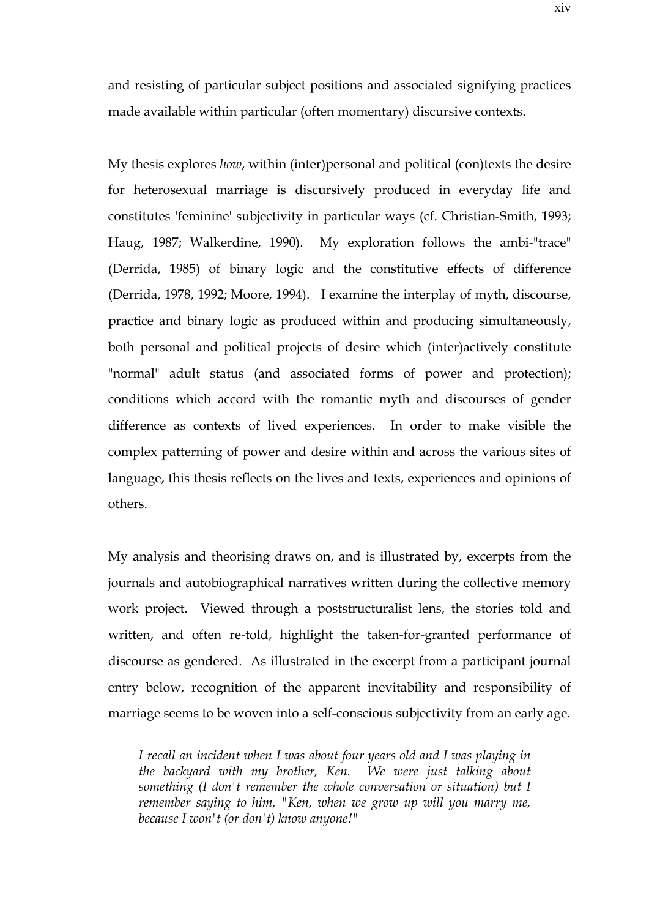and resisting of particular subject positions and associated signifying practices made available within particular (often momentary) discursive contexts.

My thesis explores *how*, within (inter)personal and political (con)texts the desire for heterosexual marriage is discursively produced in everyday life and constitutes 'feminine' subjectivity in particular ways (cf. Christian-Smith, 1993; Haug, 1987; Walkerdine, 1990). My exploration follows the ambi-"trace" (Derrida, 1985) of binary logic and the constitutive effects of difference (Derrida, 1978, 1992; Moore, 1994). I examine the interplay of myth, discourse, practice and binary logic as produced within and producing simultaneously, both personal and political projects of desire which (inter)actively constitute "normal" adult status (and associated forms of power and protection); conditions which accord with the romantic myth and discourses of gender difference as contexts of lived experiences. In order to make visible the complex patterning of power and desire within and across the various sites of language, this thesis reflects on the lives and texts, experiences and opinions of others.

My analysis and theorising draws on, and is illustrated by, excerpts from the journals and autobiographical narratives written during the collective memory work project. Viewed through a poststructuralist lens, the stories told and written, and often re-told, highlight the taken-for-granted performance of discourse as gendered. As illustrated in the excerpt from a participant journal entry below, recognition of the apparent inevitability and responsibility of marriage seems to be woven into a self-conscious subjectivity from an early age.

> *I recall an incident when I was about four years old and I was playing in the backyard with my brother, Ken. We were just talking about something (I don't remember the whole conversation or situation) but I remember saying to him, "Ken, when we grow up will you marry me, because I won't (or don't) know anyone!"*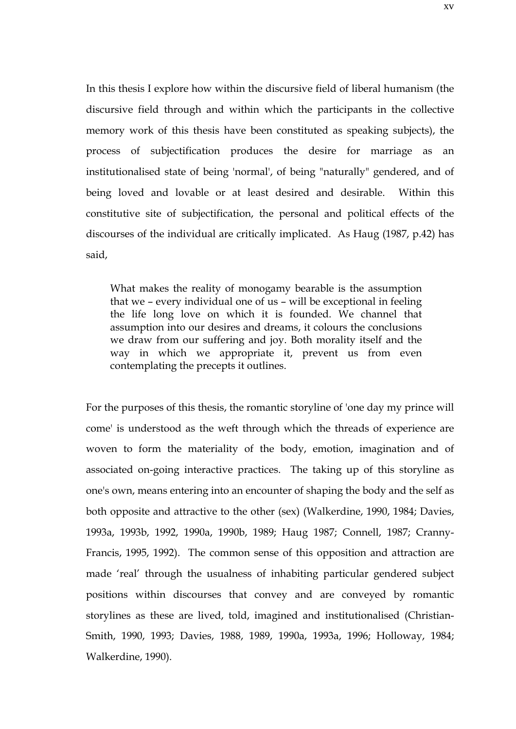In this thesis I explore how within the discursive field of liberal humanism (the discursive field through and within which the participants in the collective memory work of this thesis have been constituted as speaking subjects), the process of subjectification produces the desire for marriage as an institutionalised state of being 'normal', of being "naturally" gendered, and of being loved and lovable or at least desired and desirable. Within this constitutive site of subjectification, the personal and political effects of the discourses of the individual are critically implicated. As Haug (1987, p.42) has said,

> What makes the reality of monogamy bearable is the assumption that we – every individual one of us – will be exceptional in feeling the life long love on which it is founded. We channel that assumption into our desires and dreams, it colours the conclusions we draw from our suffering and joy. Both morality itself and the way in which we appropriate it, prevent us from even contemplating the precepts it outlines.

For the purposes of this thesis, the romantic storyline of 'one day my prince will come' is understood as the weft through which the threads of experience are woven to form the materiality of the body, emotion, imagination and of associated on-going interactive practices. The taking up of this storyline as one's own, means entering into an encounter of shaping the body and the self as both opposite and attractive to the other (sex) (Walkerdine, 1990, 1984; Davies, 1993a, 1993b, 1992, 1990a, 1990b, 1989; Haug 1987; Connell, 1987; Cranny-Francis, 1995, 1992). The common sense of this opposition and attraction are made 'real' through the usualness of inhabiting particular gendered subject positions within discourses that convey and are conveyed by romantic storylines as these are lived, told, imagined and institutionalised (Christian-Smith, 1990, 1993; Davies, 1988, 1989, 1990a, 1993a, 1996; Holloway, 1984; Walkerdine, 1990).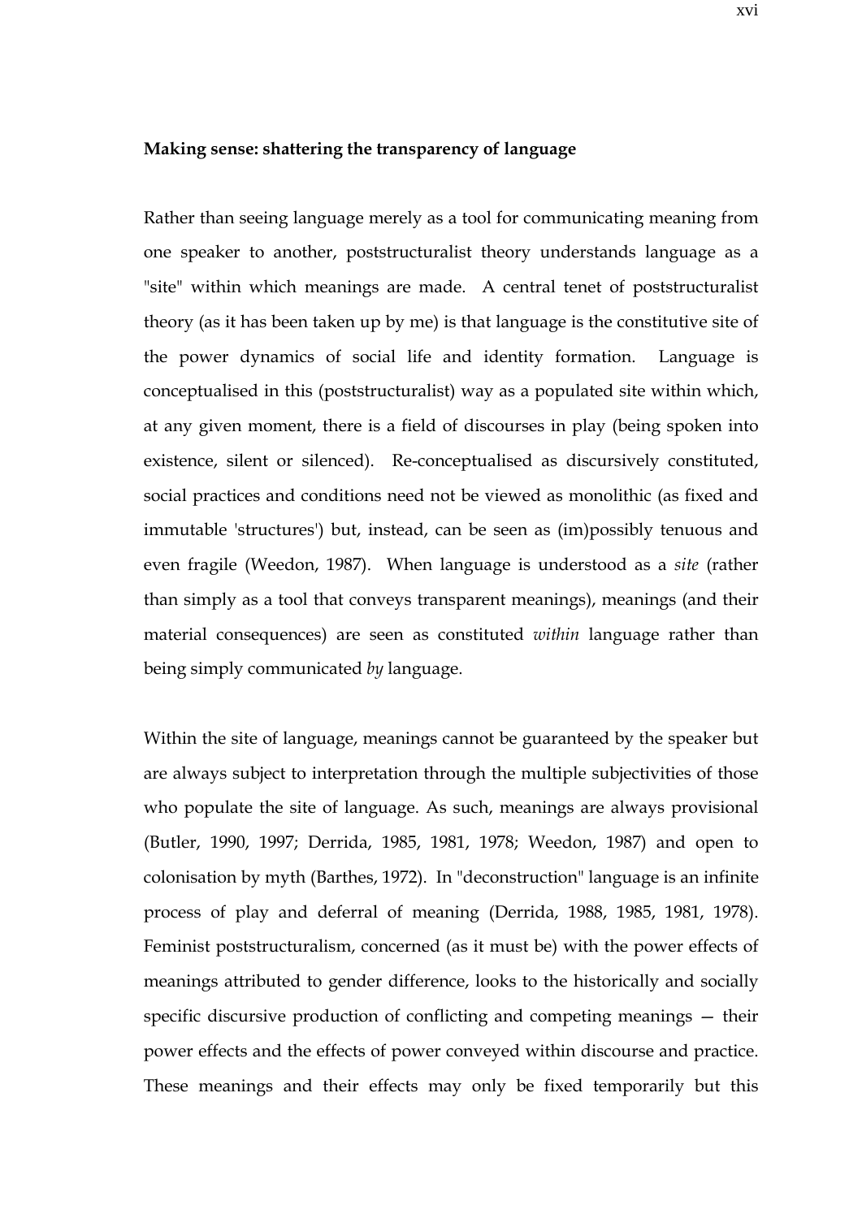**Making sense: shattering the transparency of language**

Rather than seeing language merely as a tool for communicating meaning from one speaker to another, poststructuralist theory understands language as a "site" within which meanings are made. A central tenet of poststructuralist theory (as it has been taken up by me) is that language is the constitutive site of the power dynamics of social life and identity formation. Language is conceptualised in this (poststructuralist) way as a populated site within which, at any given moment, there is a field of discourses in play (being spoken into existence, silent or silenced). Re-conceptualised as discursively constituted, social practices and conditions need not be viewed as monolithic (as fixed and immutable 'structures') but, instead, can be seen as (im)possibly tenuous and even fragile (Weedon, 1987). When language is understood as a *site* (rather than simply as a tool that conveys transparent meanings), meanings (and their material consequences) are seen as constituted *within* language rather than being simply communicated *by* language.

Within the site of language, meanings cannot be guaranteed by the speaker but are always subject to interpretation through the multiple subjectivities of those who populate the site of language. As such, meanings are always provisional (Butler, 1990, 1997; Derrida, 1985, 1981, 1978; Weedon, 1987) and open to colonisation by myth (Barthes, 1972). In "deconstruction" language is an infinite process of play and deferral of meaning (Derrida, 1988, 1985, 1981, 1978). Feminist poststructuralism, concerned (as it must be) with the power effects of meanings attributed to gender difference, looks to the historically and socially specific discursive production of conflicting and competing meanings — their power effects and the effects of power conveyed within discourse and practice. These meanings and their effects may only be fixed temporarily but this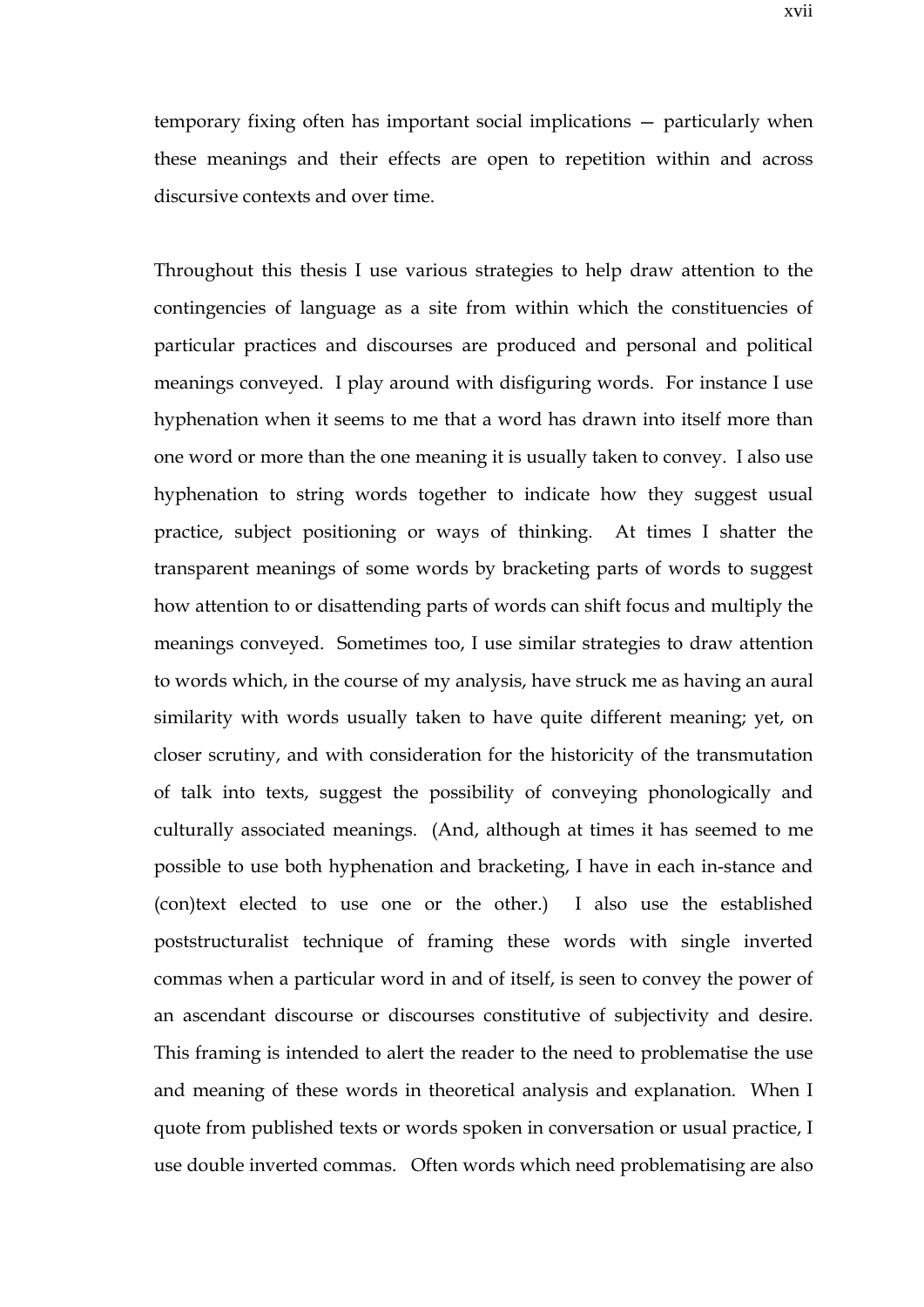temporary fixing often has important social implications — particularly when these meanings and their effects are open to repetition within and across discursive contexts and over time.

Throughout this thesis I use various strategies to help draw attention to the contingencies of language as a site from within which the constituencies of particular practices and discourses are produced and personal and political meanings conveyed. I play around with disfiguring words. For instance I use hyphenation when it seems to me that a word has drawn into itself more than one word or more than the one meaning it is usually taken to convey. I also use hyphenation to string words together to indicate how they suggest usual practice, subject positioning or ways of thinking. At times I shatter the transparent meanings of some words by bracketing parts of words to suggest how attention to or disattending parts of words can shift focus and multiply the meanings conveyed. Sometimes too, I use similar strategies to draw attention to words which, in the course of my analysis, have struck me as having an aural similarity with words usually taken to have quite different meaning; yet, on closer scrutiny, and with consideration for the historicity of the transmutation of talk into texts, suggest the possibility of conveying phonologically and culturally associated meanings. (And, although at times it has seemed to me possible to use both hyphenation and bracketing, I have in each in-stance and (con)text elected to use one or the other.) I also use the established poststructuralist technique of framing these words with single inverted commas when a particular word in and of itself, is seen to convey the power of an ascendant discourse or discourses constitutive of subjectivity and desire. This framing is intended to alert the reader to the need to problematise the use and meaning of these words in theoretical analysis and explanation. When I quote from published texts or words spoken in conversation or usual practice, I use double inverted commas. Often words which need problematising are also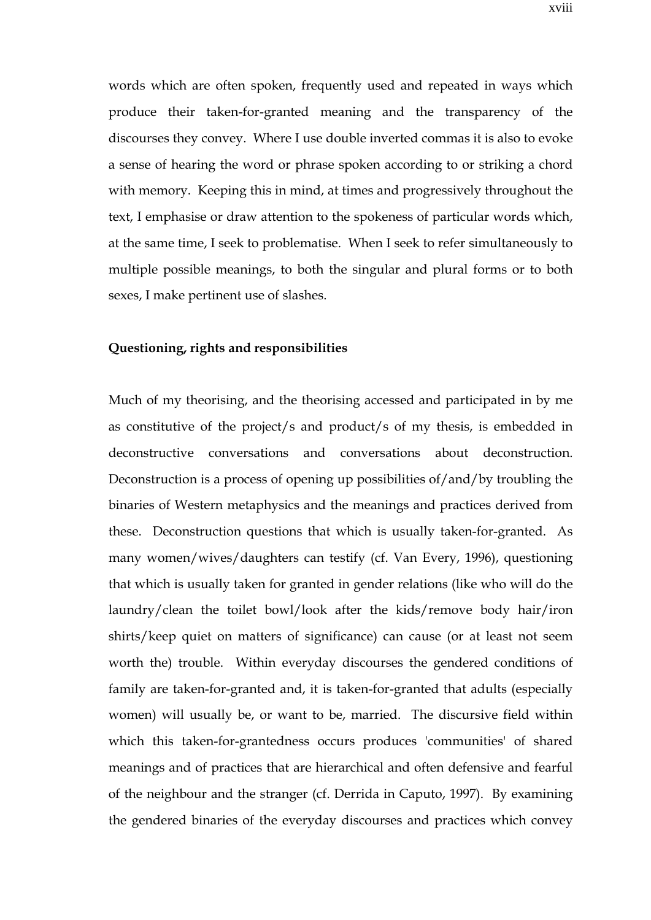words which are often spoken, frequently used and repeated in ways which produce their taken-for-granted meaning and the transparency of the discourses they convey. Where I use double inverted commas it is also to evoke a sense of hearing the word or phrase spoken according to or striking a chord with memory. Keeping this in mind, at times and progressively throughout the text, I emphasise or draw attention to the spokeness of particular words which, at the same time, I seek to problematise. When I seek to refer simultaneously to multiple possible meanings, to both the singular and plural forms or to both sexes, I make pertinent use of slashes.

**Questioning, rights and responsibilities**

Much of my theorising, and the theorising accessed and participated in by me as constitutive of the project/s and product/s of my thesis, is embedded in deconstructive conversations and conversations about deconstruction. Deconstruction is a process of opening up possibilities of/and/by troubling the binaries of Western metaphysics and the meanings and practices derived from these. Deconstruction questions that which is usually taken-for-granted. As many women/wives/daughters can testify (cf. Van Every, 1996), questioning that which is usually taken for granted in gender relations (like who will do the laundry/clean the toilet bowl/look after the kids/remove body hair/iron shirts/keep quiet on matters of significance) can cause (or at least not seem worth the) trouble. Within everyday discourses the gendered conditions of family are taken-for-granted and, it is taken-for-granted that adults (especially women) will usually be, or want to be, married. The discursive field within which this taken-for-grantedness occurs produces 'communities' of shared meanings and of practices that are hierarchical and often defensive and fearful of the neighbour and the stranger (cf. Derrida in Caputo, 1997). By examining the gendered binaries of the everyday discourses and practices which convey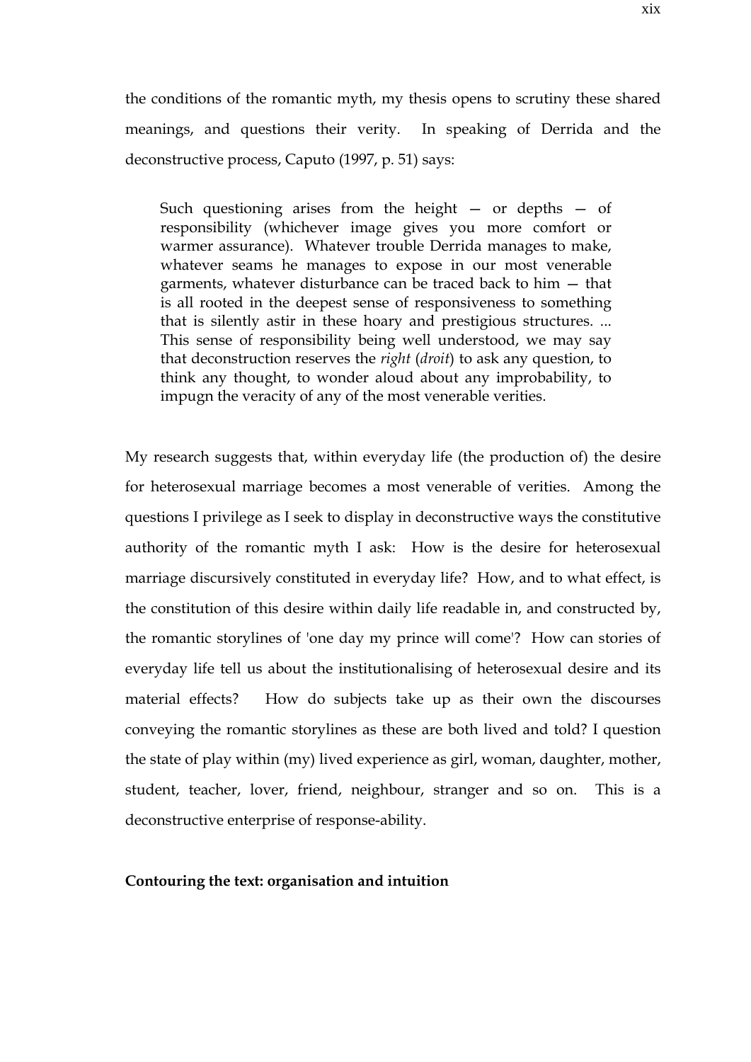the conditions of the romantic myth, my thesis opens to scrutiny these shared meanings, and questions their verity. In speaking of Derrida and the deconstructive process, Caputo (1997, p. 51) says:

> Such questioning arises from the height — or depths — of responsibility (whichever image gives you more comfort or warmer assurance). Whatever trouble Derrida manages to make, whatever seams he manages to expose in our most venerable garments, whatever disturbance can be traced back to him — that is all rooted in the deepest sense of responsiveness to something that is silently astir in these hoary and prestigious structures. ... This sense of responsibility being well understood, we may say that deconstruction reserves the *right* (*droit*) to ask any question, to think any thought, to wonder aloud about any improbability, to impugn the veracity of any of the most venerable verities.

My research suggests that, within everyday life (the production of) the desire for heterosexual marriage becomes a most venerable of verities. Among the questions I privilege as I seek to display in deconstructive ways the constitutive authority of the romantic myth I ask: How is the desire for heterosexual marriage discursively constituted in everyday life? How, and to what effect, is the constitution of this desire within daily life readable in, and constructed by, the romantic storylines of 'one day my prince will come'? How can stories of everyday life tell us about the institutionalising of heterosexual desire and its material effects? How do subjects take up as their own the discourses conveying the romantic storylines as these are both lived and told? I question the state of play within (my) lived experience as girl, woman, daughter, mother, student, teacher, lover, friend, neighbour, stranger and so on. This is a deconstructive enterprise of response-ability.

**Contouring the text: organisation and intuition**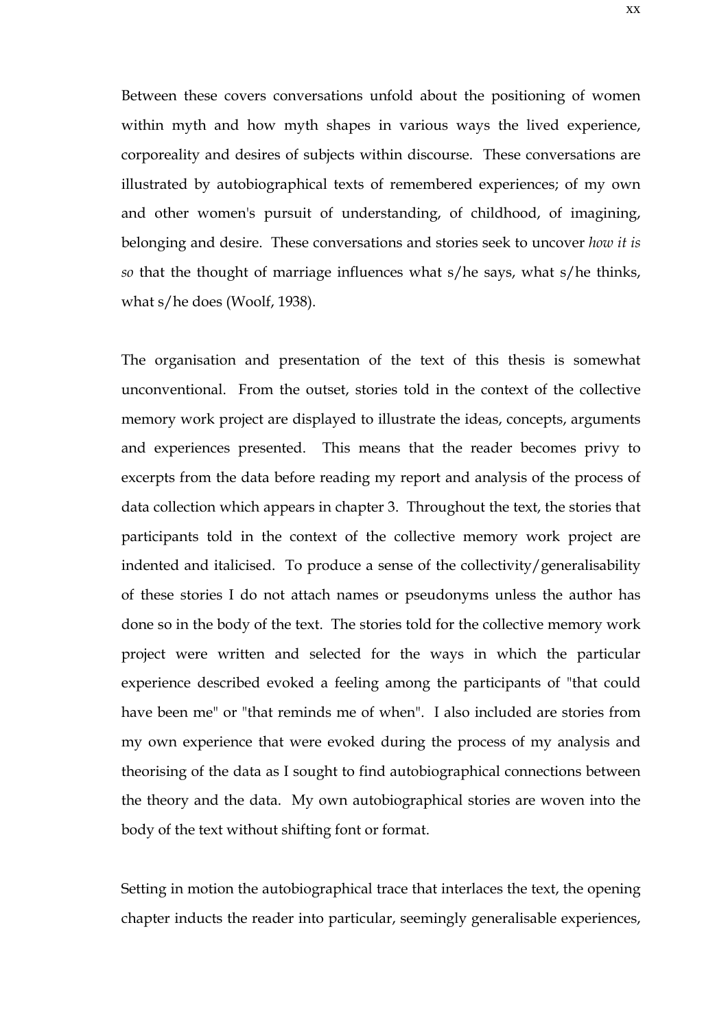Between these covers conversations unfold about the positioning of women within myth and how myth shapes in various ways the lived experience, corporeality and desires of subjects within discourse. These conversations are illustrated by autobiographical texts of remembered experiences; of my own and other women's pursuit of understanding, of childhood, of imagining, belonging and desire. These conversations and stories seek to uncover *how it is so* that the thought of marriage influences what s/he says, what s/he thinks, what s/he does (Woolf, 1938).

The organisation and presentation of the text of this thesis is somewhat unconventional. From the outset, stories told in the context of the collective memory work project are displayed to illustrate the ideas, concepts, arguments and experiences presented. This means that the reader becomes privy to excerpts from the data before reading my report and analysis of the process of data collection which appears in chapter 3. Throughout the text, the stories that participants told in the context of the collective memory work project are indented and italicised. To produce a sense of the collectivity/generalisability of these stories I do not attach names or pseudonyms unless the author has done so in the body of the text. The stories told for the collective memory work project were written and selected for the ways in which the particular experience described evoked a feeling among the participants of "that could have been me" or "that reminds me of when". I also included are stories from my own experience that were evoked during the process of my analysis and theorising of the data as I sought to find autobiographical connections between the theory and the data. My own autobiographical stories are woven into the body of the text without shifting font or format.

Setting in motion the autobiographical trace that interlaces the text, the opening chapter inducts the reader into particular, seemingly generalisable experiences,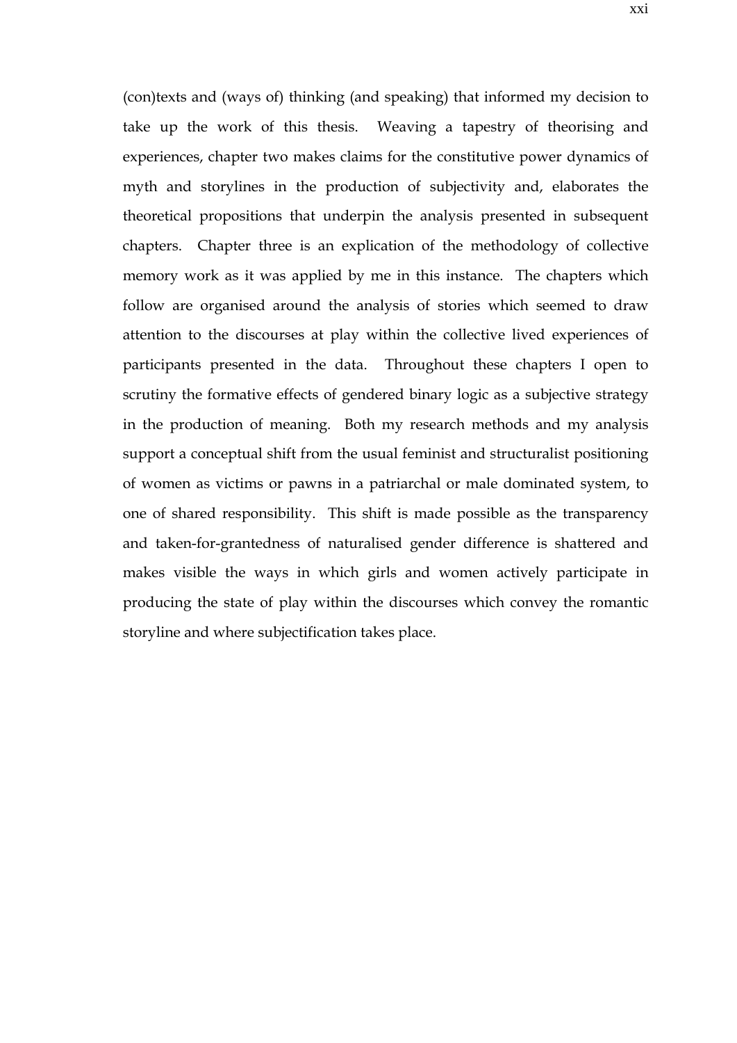(con)texts and (ways of) thinking (and speaking) that informed my decision to take up the work of this thesis. Weaving a tapestry of theorising and experiences, chapter two makes claims for the constitutive power dynamics of myth and storylines in the production of subjectivity and, elaborates the theoretical propositions that underpin the analysis presented in subsequent chapters. Chapter three is an explication of the methodology of collective memory work as it was applied by me in this instance. The chapters which follow are organised around the analysis of stories which seemed to draw attention to the discourses at play within the collective lived experiences of participants presented in the data. Throughout these chapters I open to scrutiny the formative effects of gendered binary logic as a subjective strategy in the production of meaning. Both my research methods and my analysis support a conceptual shift from the usual feminist and structuralist positioning of women as victims or pawns in a patriarchal or male dominated system, to one of shared responsibility. This shift is made possible as the transparency and taken-for-grantedness of naturalised gender difference is shattered and makes visible the ways in which girls and women actively participate in producing the state of play within the discourses which convey the romantic storyline and where subjectification takes place.